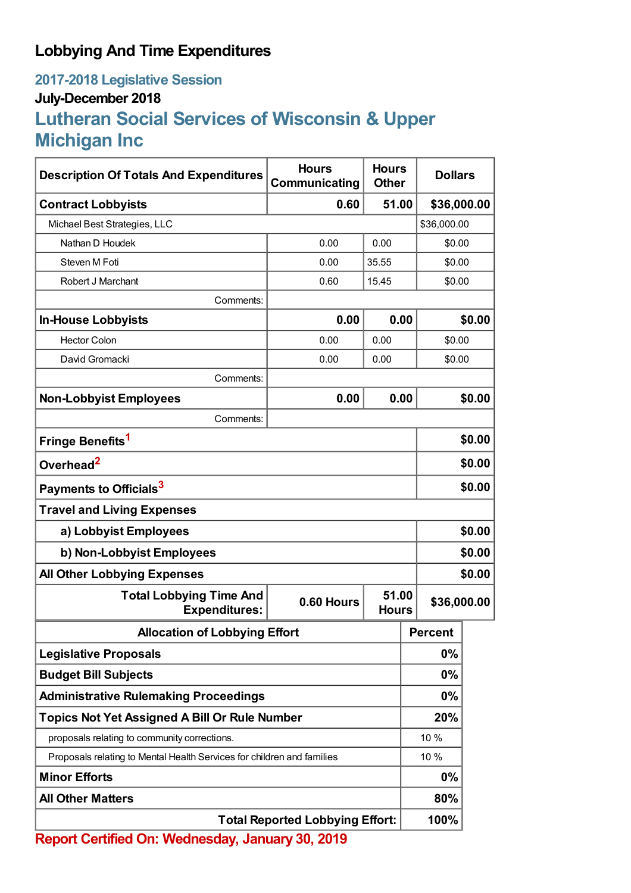# Lobbying And Time Expenditures

## 2017-2018 Legislative Session

### July-December 2018

## Lutheran Social Services of Wisconsin & Upper Michigan Inc

| Description Of Totals And Expenditures | Hours Communicating | Hours Other | Dollars |
|---|---|---|---|
| **Contract Lobbyists** | **0.60** | **51.00** | **$36,000.00** |
| Michael Best Strategies, LLC | | | $36,000.00 |
| Nathan D Houdek | 0.00 | 0.00 | $0.00 |
| Steven M Foti | 0.00 | 35.55 | $0.00 |
| Robert J Marchant | 0.60 | 15.45 | $0.00 |
| Comments: | | | |
| **In-House Lobbyists** | **0.00** | **0.00** | **$0.00** |
| Hector Colon | 0.00 | 0.00 | $0.00 |
| David Gromacki | 0.00 | 0.00 | $0.00 |
| Comments: | | | |
| **Non-Lobbyist Employees** | **0.00** | **0.00** | **$0.00** |
| Comments: | | | |
| **Fringe Benefits**[1] | | | **$0.00** |
| **Overhead**[2] | | | **$0.00** |
| **Payments to Officials**[3] | | | **$0.00** |
| **Travel and Living Expenses** | | | |
| **a) Lobbyist Employees** | | | **$0.00** |
| **b) Non-Lobbyist Employees** | | | **$0.00** |
| **All Other Lobbying Expenses** | | | **$0.00** |
| **Total Lobbying Time And Expenditures:** | **0.60 Hours** | **51.00 Hours** | **$36,000.00** |

| Allocation of Lobbying Effort | Percent |
|---|---|
| **Legislative Proposals** | **0%** |
| **Budget Bill Subjects** | **0%** |
| **Administrative Rulemaking Proceedings** | **0%** |
| **Topics Not Yet Assigned A Bill Or Rule Number** | **20%** |
| proposals relating to community corrections. | 10 % |
| Proposals relating to Mental Health Services for children and families | 10 % |
| **Minor Efforts** | **0%** |
| **All Other Matters** | **80%** |
| **Total Reported Lobbying Effort:** | **100%** |

**Report Certified On: Wednesday, January 30, 2019**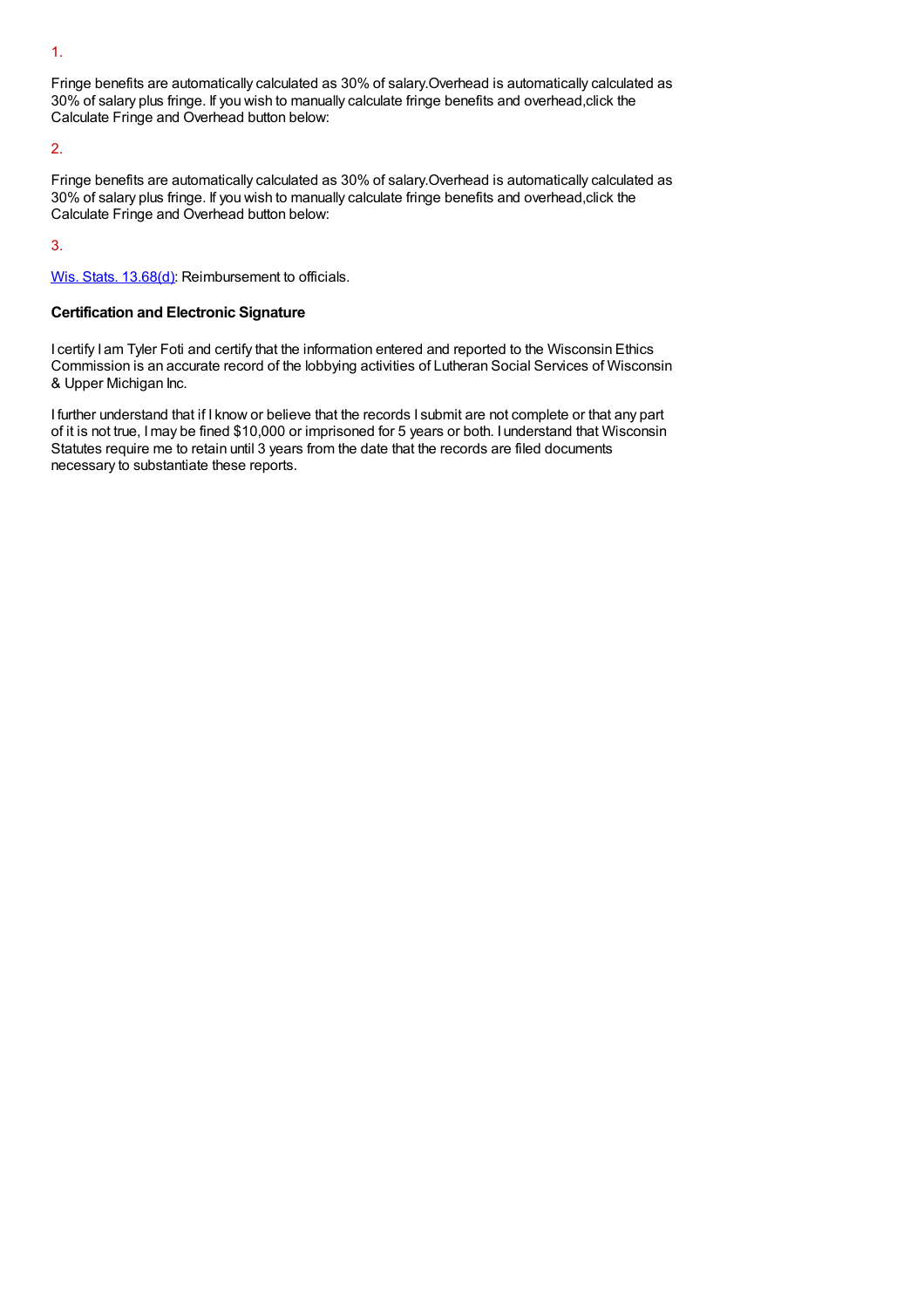1.

Fringe benefits are automatically calculated as 30% of salary.Overhead is automatically calculated as 30% of salary plus fringe. If you wish to manually calculate fringe benefits and overhead,click the Calculate Fringe and Overhead button below:

2.

Fringe benefits are automatically calculated as 30% of salary.Overhead is automatically calculated as 30% of salary plus fringe. If you wish to manually calculate fringe benefits and overhead,click the Calculate Fringe and Overhead button below:

3.

[Wis. Stats. 13.68(d)](): Reimbursement to officials.

**Certification and Electronic Signature**

I certify I am Tyler Foti and certify that the information entered and reported to the Wisconsin Ethics Commission is an accurate record of the lobbying activities of Lutheran Social Services of Wisconsin & Upper Michigan Inc.

I further understand that if I know or believe that the records I submit are not complete or that any part of it is not true, I may be fined $10,000 or imprisoned for 5 years or both. I understand that Wisconsin Statutes require me to retain until 3 years from the date that the records are filed documents necessary to substantiate these reports.